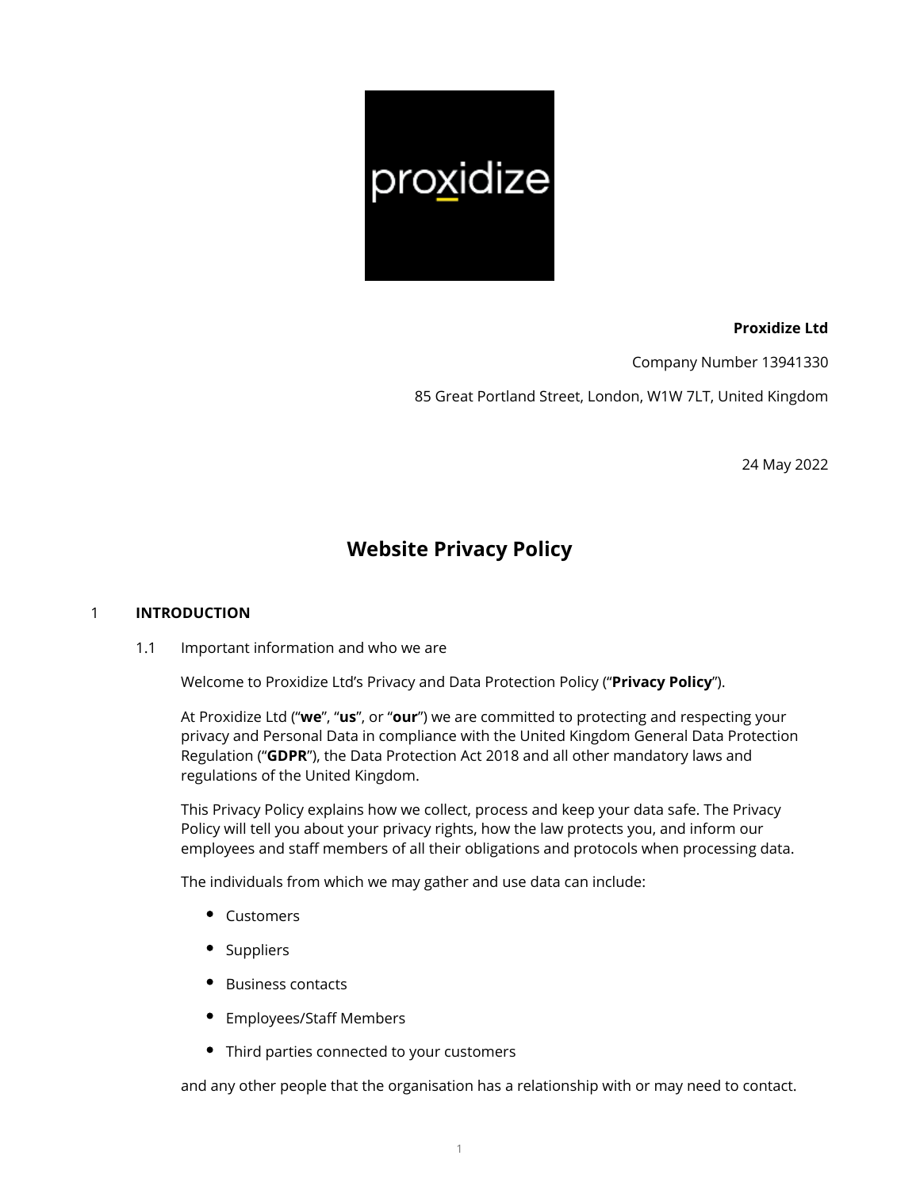**Proxidize Ltd**

Company Number 13941330

85 Great Portland Street, London, W1W 7LT, United Kingdom

24 May 2022

# Website Privacy Policy

## 1 INTRODUCTION

### 1.1 Important information and who we are

Welcome to Proxidize Ltd's Privacy and Data Protection Policy ("**Privacy Policy**").

At Proxidize Ltd ("**we**", "**us**", or "**our**") we are committed to protecting and respecting your privacy and Personal Data in compliance with the United Kingdom General Data Protection Regulation ("**GDPR**"), the Data Protection Act 2018 and all other mandatory laws and regulations of the United Kingdom.

This Privacy Policy explains how we collect, process and keep your data safe. The Privacy Policy will tell you about your privacy rights, how the law protects you, and inform our employees and staff members of all their obligations and protocols when processing data.

The individuals from which we may gather and use data can include:

- Customers
- Suppliers
- Business contacts
- Employees/Staff Members
- Third parties connected to your customers

and any other people that the organisation has a relationship with or may need to contact.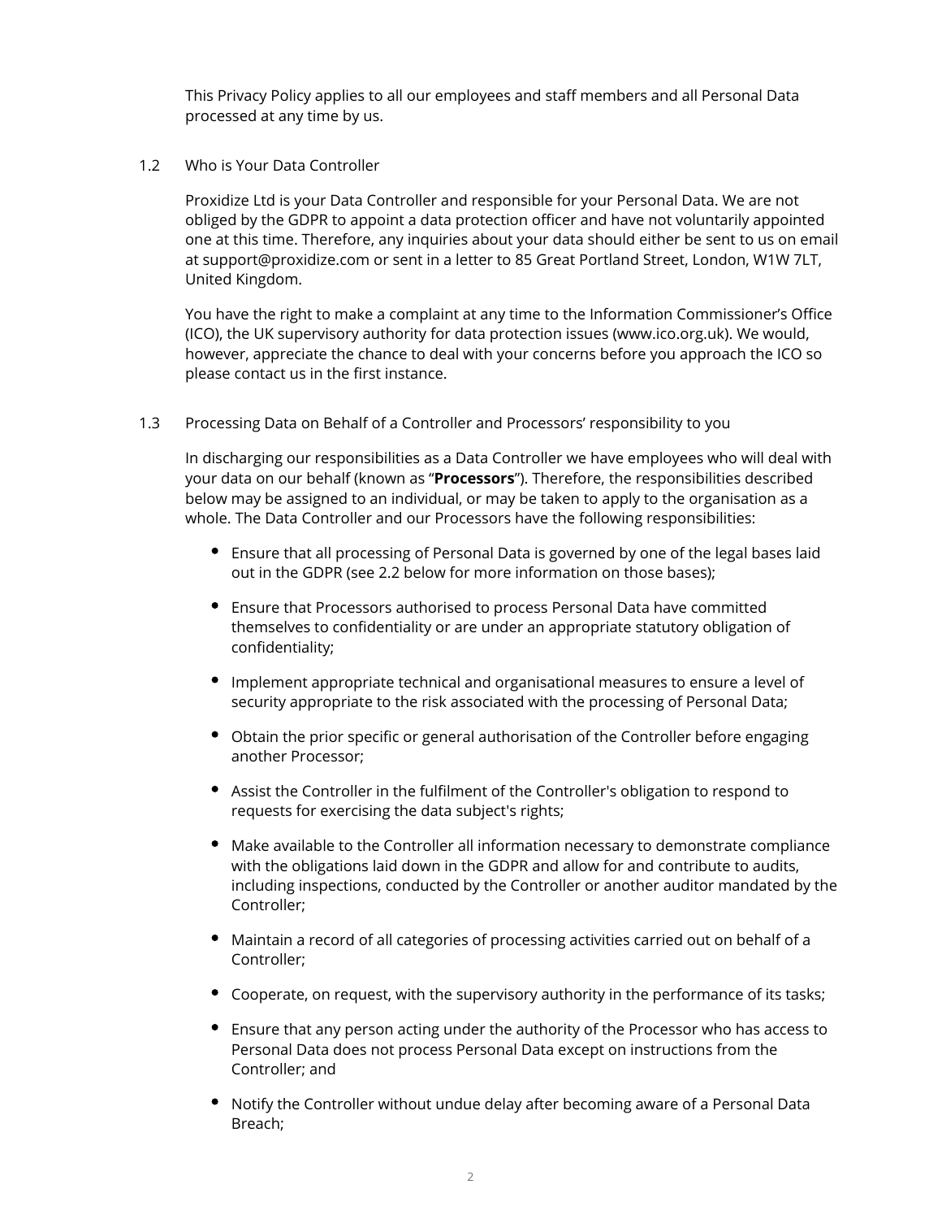This Privacy Policy applies to all our employees and staff members and all Personal Data processed at any time by us.

### 1.2 Who is Your Data Controller

Proxidize Ltd is your Data Controller and responsible for your Personal Data. We are not obliged by the GDPR to appoint a data protection officer and have not voluntarily appointed one at this time. Therefore, any inquiries about your data should either be sent to us on email at support@proxidize.com or sent in a letter to 85 Great Portland Street, London, W1W 7LT, United Kingdom.

You have the right to make a complaint at any time to the Information Commissioner's Office (ICO), the UK supervisory authority for data protection issues (www.ico.org.uk). We would, however, appreciate the chance to deal with your concerns before you approach the ICO so please contact us in the first instance.

### 1.3 Processing Data on Behalf of a Controller and Processors' responsibility to you

In discharging our responsibilities as a Data Controller we have employees who will deal with your data on our behalf (known as "**Processors**"). Therefore, the responsibilities described below may be assigned to an individual, or may be taken to apply to the organisation as a whole. The Data Controller and our Processors have the following responsibilities:

- Ensure that all processing of Personal Data is governed by one of the legal bases laid out in the GDPR (see 2.2 below for more information on those bases);
- Ensure that Processors authorised to process Personal Data have committed themselves to confidentiality or are under an appropriate statutory obligation of confidentiality;
- Implement appropriate technical and organisational measures to ensure a level of security appropriate to the risk associated with the processing of Personal Data;
- Obtain the prior specific or general authorisation of the Controller before engaging another Processor;
- Assist the Controller in the fulfilment of the Controller's obligation to respond to requests for exercising the data subject's rights;
- Make available to the Controller all information necessary to demonstrate compliance with the obligations laid down in the GDPR and allow for and contribute to audits, including inspections, conducted by the Controller or another auditor mandated by the Controller;
- Maintain a record of all categories of processing activities carried out on behalf of a Controller;
- Cooperate, on request, with the supervisory authority in the performance of its tasks;
- Ensure that any person acting under the authority of the Processor who has access to Personal Data does not process Personal Data except on instructions from the Controller; and
- Notify the Controller without undue delay after becoming aware of a Personal Data Breach;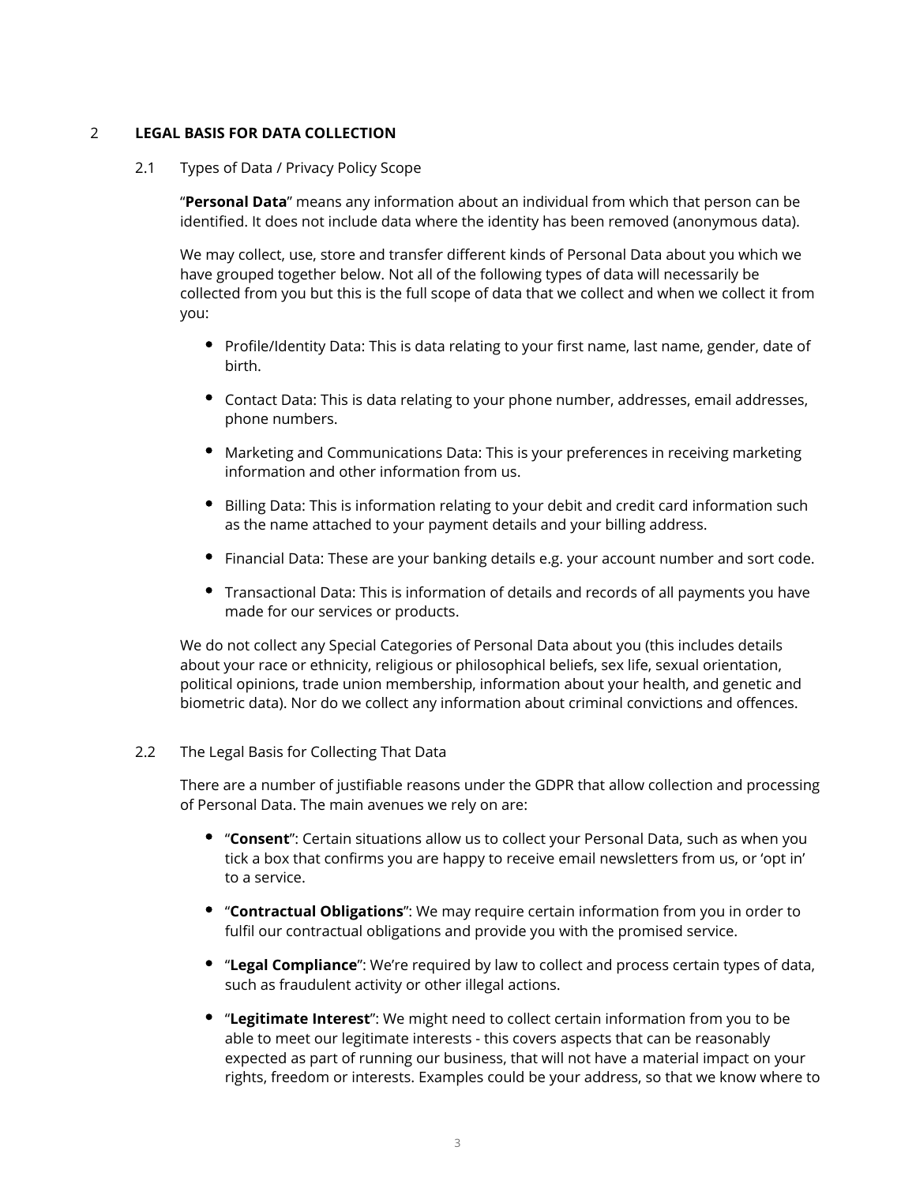## 2 LEGAL BASIS FOR DATA COLLECTION

### 2.1 Types of Data / Privacy Policy Scope

"**Personal Data**" means any information about an individual from which that person can be identified. It does not include data where the identity has been removed (anonymous data).

We may collect, use, store and transfer different kinds of Personal Data about you which we have grouped together below. Not all of the following types of data will necessarily be collected from you but this is the full scope of data that we collect and when we collect it from you:

- Profile/Identity Data: This is data relating to your first name, last name, gender, date of birth.
- Contact Data: This is data relating to your phone number, addresses, email addresses, phone numbers.
- Marketing and Communications Data: This is your preferences in receiving marketing information and other information from us.
- Billing Data: This is information relating to your debit and credit card information such as the name attached to your payment details and your billing address.
- Financial Data: These are your banking details e.g. your account number and sort code.
- Transactional Data: This is information of details and records of all payments you have made for our services or products.

We do not collect any Special Categories of Personal Data about you (this includes details about your race or ethnicity, religious or philosophical beliefs, sex life, sexual orientation, political opinions, trade union membership, information about your health, and genetic and biometric data). Nor do we collect any information about criminal convictions and offences.

### 2.2 The Legal Basis for Collecting That Data

There are a number of justifiable reasons under the GDPR that allow collection and processing of Personal Data. The main avenues we rely on are:

- "**Consent**": Certain situations allow us to collect your Personal Data, such as when you tick a box that confirms you are happy to receive email newsletters from us, or 'opt in' to a service.
- "**Contractual Obligations**": We may require certain information from you in order to fulfil our contractual obligations and provide you with the promised service.
- "**Legal Compliance**": We're required by law to collect and process certain types of data, such as fraudulent activity or other illegal actions.
- "**Legitimate Interest**": We might need to collect certain information from you to be able to meet our legitimate interests - this covers aspects that can be reasonably expected as part of running our business, that will not have a material impact on your rights, freedom or interests. Examples could be your address, so that we know where to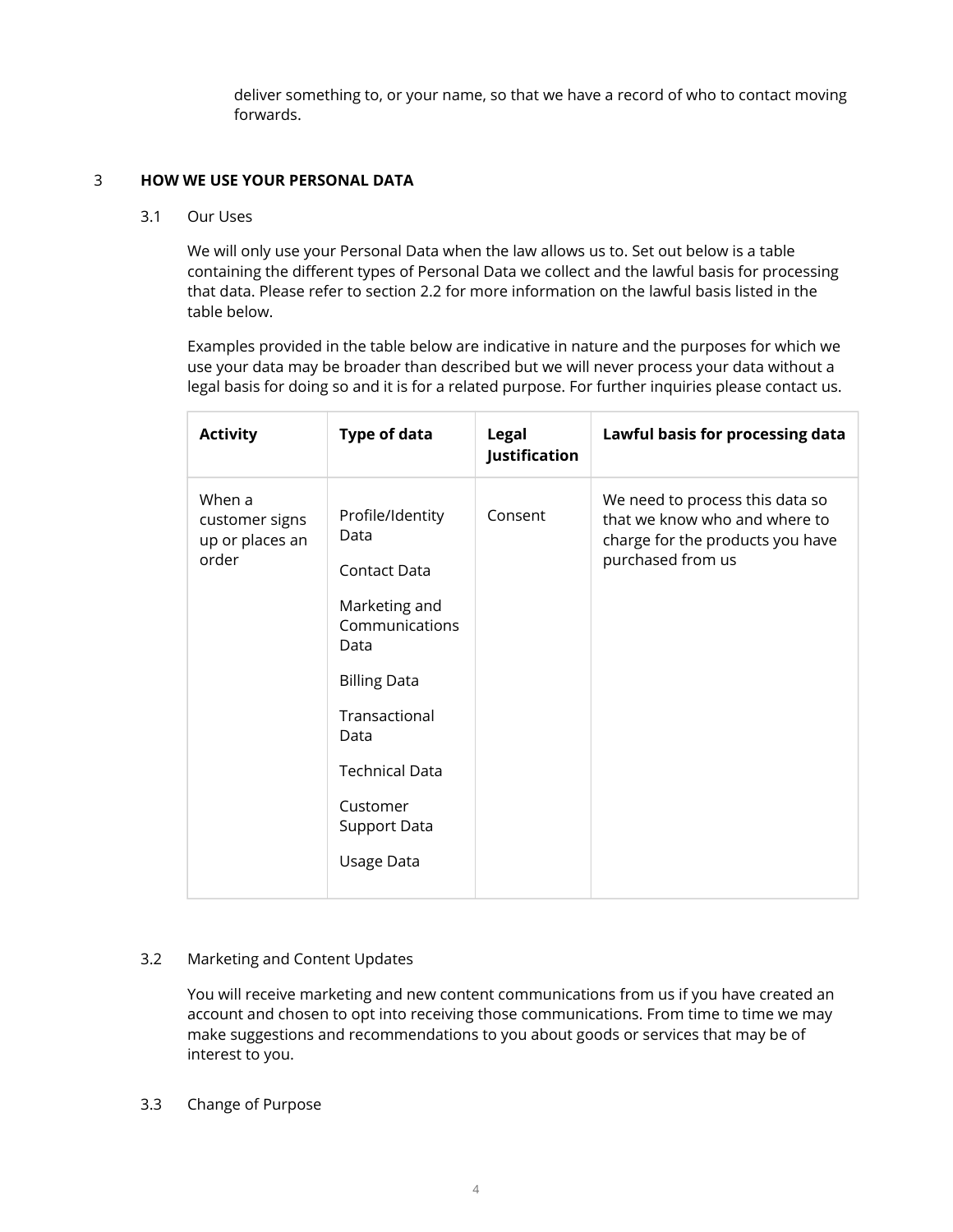deliver something to, or your name, so that we have a record of who to contact moving forwards.

## 3 HOW WE USE YOUR PERSONAL DATA

### 3.1 Our Uses

We will only use your Personal Data when the law allows us to. Set out below is a table containing the different types of Personal Data we collect and the lawful basis for processing that data. Please refer to section 2.2 for more information on the lawful basis listed in the table below.

Examples provided in the table below are indicative in nature and the purposes for which we use your data may be broader than described but we will never process your data without a legal basis for doing so and it is for a related purpose. For further inquiries please contact us.

| **Activity** | **Type of data** | **Legal Justification** | **Lawful basis for processing data** |
|---|---|---|---|
| When a customer signs up or places an order | Profile/Identity Data<br><br>Contact Data<br><br>Marketing and Communications Data<br><br>Billing Data<br><br>Transactional Data<br><br>Technical Data<br><br>Customer Support Data<br><br>Usage Data | Consent | We need to process this data so that we know who and where to charge for the products you have purchased from us |

### 3.2 Marketing and Content Updates

You will receive marketing and new content communications from us if you have created an account and chosen to opt into receiving those communications. From time to time we may make suggestions and recommendations to you about goods or services that may be of interest to you.

### 3.3 Change of Purpose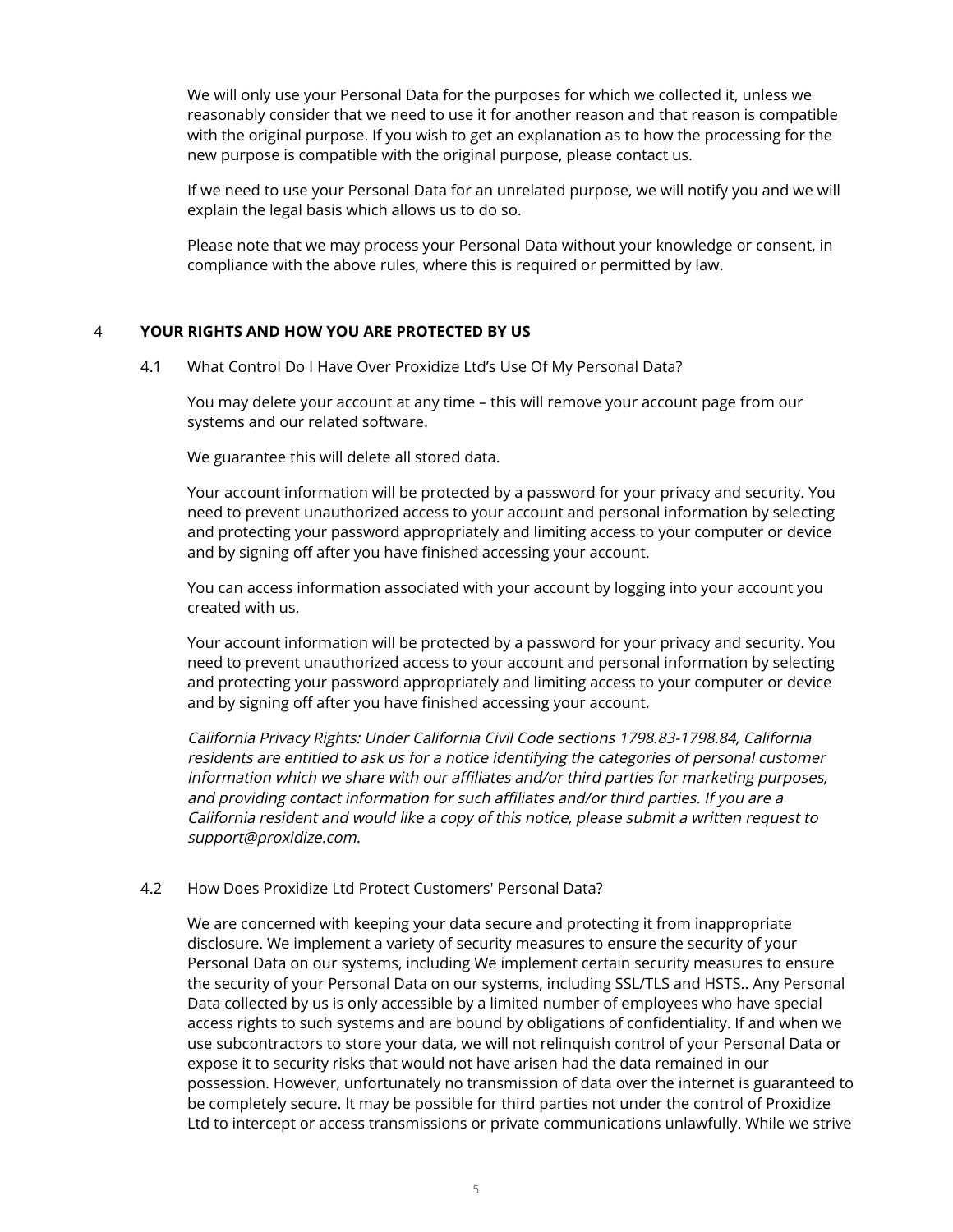We will only use your Personal Data for the purposes for which we collected it, unless we reasonably consider that we need to use it for another reason and that reason is compatible with the original purpose. If you wish to get an explanation as to how the processing for the new purpose is compatible with the original purpose, please contact us.

If we need to use your Personal Data for an unrelated purpose, we will notify you and we will explain the legal basis which allows us to do so.

Please note that we may process your Personal Data without your knowledge or consent, in compliance with the above rules, where this is required or permitted by law.

## 4 YOUR RIGHTS AND HOW YOU ARE PROTECTED BY US

### 4.1 What Control Do I Have Over Proxidize Ltd's Use Of My Personal Data?

You may delete your account at any time – this will remove your account page from our systems and our related software.

We guarantee this will delete all stored data.

Your account information will be protected by a password for your privacy and security. You need to prevent unauthorized access to your account and personal information by selecting and protecting your password appropriately and limiting access to your computer or device and by signing off after you have finished accessing your account.

You can access information associated with your account by logging into your account you created with us.

Your account information will be protected by a password for your privacy and security. You need to prevent unauthorized access to your account and personal information by selecting and protecting your password appropriately and limiting access to your computer or device and by signing off after you have finished accessing your account.

*California Privacy Rights: Under California Civil Code sections 1798.83-1798.84, California residents are entitled to ask us for a notice identifying the categories of personal customer information which we share with our affiliates and/or third parties for marketing purposes, and providing contact information for such affiliates and/or third parties. If you are a California resident and would like a copy of this notice, please submit a written request to support@proxidize.com.*

### 4.2 How Does Proxidize Ltd Protect Customers' Personal Data?

We are concerned with keeping your data secure and protecting it from inappropriate disclosure. We implement a variety of security measures to ensure the security of your Personal Data on our systems, including We implement certain security measures to ensure the security of your Personal Data on our systems, including SSL/TLS and HSTS.. Any Personal Data collected by us is only accessible by a limited number of employees who have special access rights to such systems and are bound by obligations of confidentiality. If and when we use subcontractors to store your data, we will not relinquish control of your Personal Data or expose it to security risks that would not have arisen had the data remained in our possession. However, unfortunately no transmission of data over the internet is guaranteed to be completely secure. It may be possible for third parties not under the control of Proxidize Ltd to intercept or access transmissions or private communications unlawfully. While we strive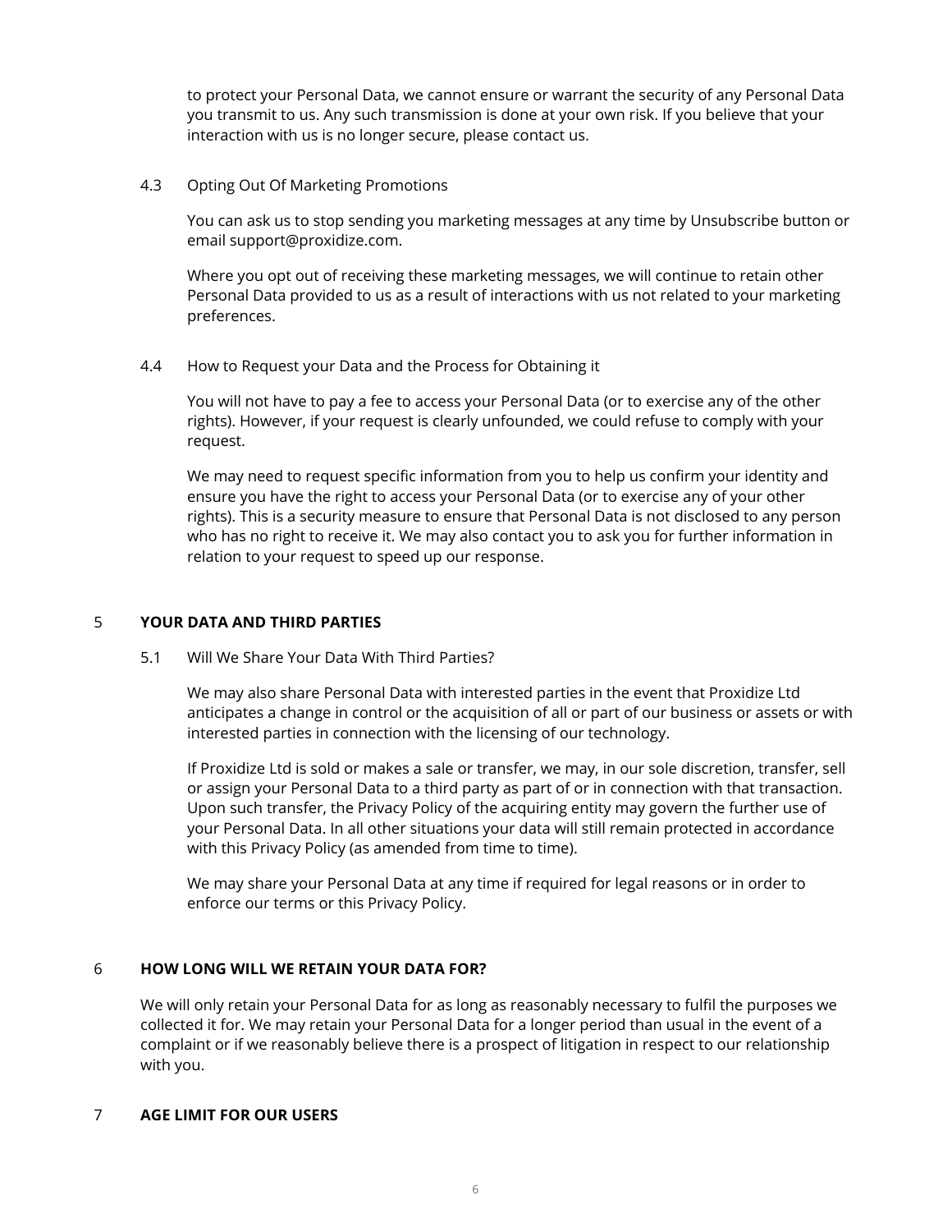to protect your Personal Data, we cannot ensure or warrant the security of any Personal Data you transmit to us. Any such transmission is done at your own risk. If you believe that your interaction with us is no longer secure, please contact us.

### 4.3 Opting Out Of Marketing Promotions

You can ask us to stop sending you marketing messages at any time by Unsubscribe button or email support@proxidize.com.

Where you opt out of receiving these marketing messages, we will continue to retain other Personal Data provided to us as a result of interactions with us not related to your marketing preferences.

### 4.4 How to Request your Data and the Process for Obtaining it

You will not have to pay a fee to access your Personal Data (or to exercise any of the other rights). However, if your request is clearly unfounded, we could refuse to comply with your request.

We may need to request specific information from you to help us confirm your identity and ensure you have the right to access your Personal Data (or to exercise any of your other rights). This is a security measure to ensure that Personal Data is not disclosed to any person who has no right to receive it. We may also contact you to ask you for further information in relation to your request to speed up our response.

## 5 YOUR DATA AND THIRD PARTIES

### 5.1 Will We Share Your Data With Third Parties?

We may also share Personal Data with interested parties in the event that Proxidize Ltd anticipates a change in control or the acquisition of all or part of our business or assets or with interested parties in connection with the licensing of our technology.

If Proxidize Ltd is sold or makes a sale or transfer, we may, in our sole discretion, transfer, sell or assign your Personal Data to a third party as part of or in connection with that transaction. Upon such transfer, the Privacy Policy of the acquiring entity may govern the further use of your Personal Data. In all other situations your data will still remain protected in accordance with this Privacy Policy (as amended from time to time).

We may share your Personal Data at any time if required for legal reasons or in order to enforce our terms or this Privacy Policy.

## 6 HOW LONG WILL WE RETAIN YOUR DATA FOR?

We will only retain your Personal Data for as long as reasonably necessary to fulfil the purposes we collected it for. We may retain your Personal Data for a longer period than usual in the event of a complaint or if we reasonably believe there is a prospect of litigation in respect to our relationship with you.

## 7 AGE LIMIT FOR OUR USERS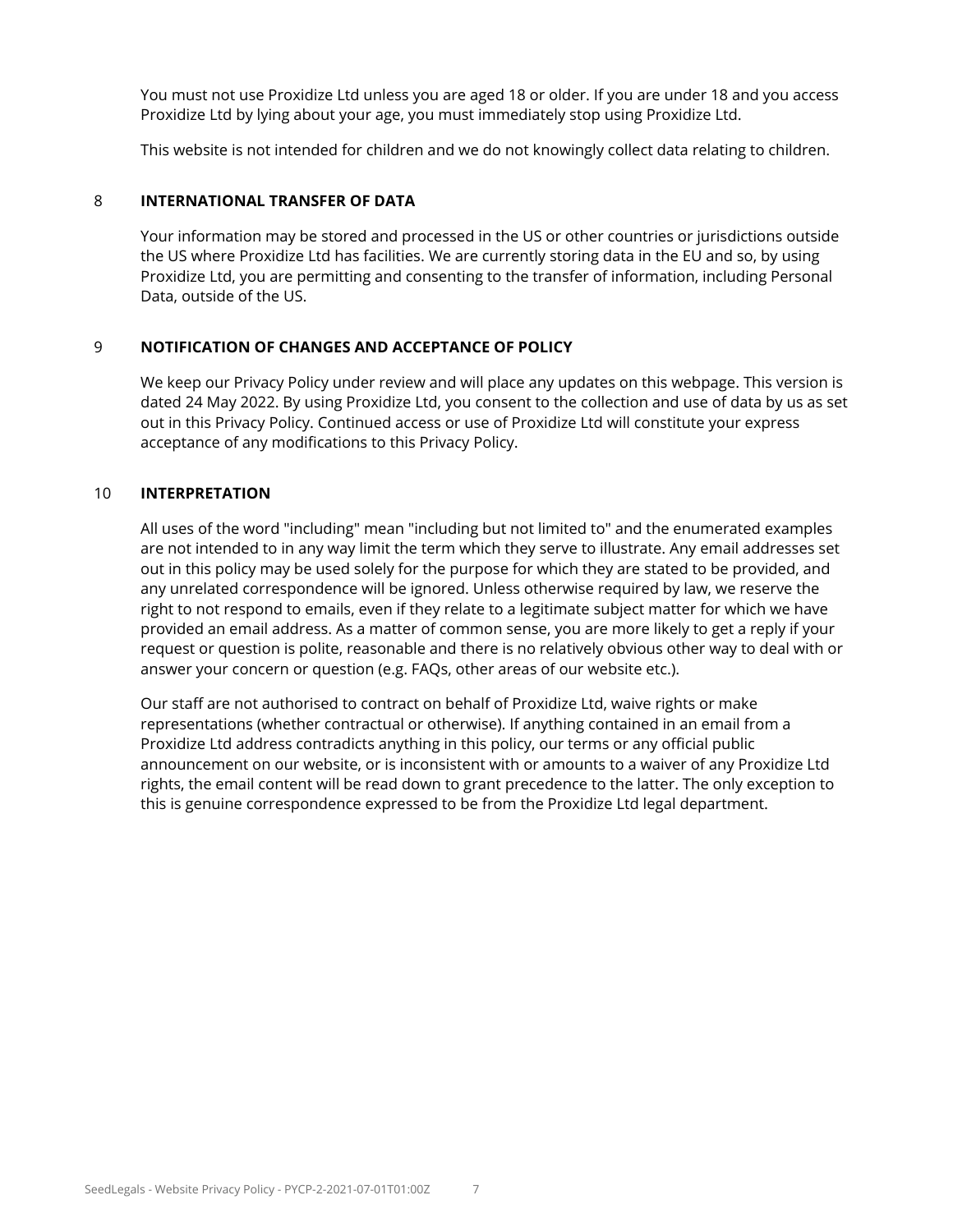You must not use Proxidize Ltd unless you are aged 18 or older. If you are under 18 and you access Proxidize Ltd by lying about your age, you must immediately stop using Proxidize Ltd.

This website is not intended for children and we do not knowingly collect data relating to children.

## 8 INTERNATIONAL TRANSFER OF DATA

Your information may be stored and processed in the US or other countries or jurisdictions outside the US where Proxidize Ltd has facilities. We are currently storing data in the EU and so, by using Proxidize Ltd, you are permitting and consenting to the transfer of information, including Personal Data, outside of the US.

## 9 NOTIFICATION OF CHANGES AND ACCEPTANCE OF POLICY

We keep our Privacy Policy under review and will place any updates on this webpage. This version is dated 24 May 2022. By using Proxidize Ltd, you consent to the collection and use of data by us as set out in this Privacy Policy. Continued access or use of Proxidize Ltd will constitute your express acceptance of any modifications to this Privacy Policy.

## 10 INTERPRETATION

All uses of the word "including" mean "including but not limited to" and the enumerated examples are not intended to in any way limit the term which they serve to illustrate. Any email addresses set out in this policy may be used solely for the purpose for which they are stated to be provided, and any unrelated correspondence will be ignored. Unless otherwise required by law, we reserve the right to not respond to emails, even if they relate to a legitimate subject matter for which we have provided an email address. As a matter of common sense, you are more likely to get a reply if your request or question is polite, reasonable and there is no relatively obvious other way to deal with or answer your concern or question (e.g. FAQs, other areas of our website etc.).

Our staff are not authorised to contract on behalf of Proxidize Ltd, waive rights or make representations (whether contractual or otherwise). If anything contained in an email from a Proxidize Ltd address contradicts anything in this policy, our terms or any official public announcement on our website, or is inconsistent with or amounts to a waiver of any Proxidize Ltd rights, the email content will be read down to grant precedence to the latter. The only exception to this is genuine correspondence expressed to be from the Proxidize Ltd legal department.